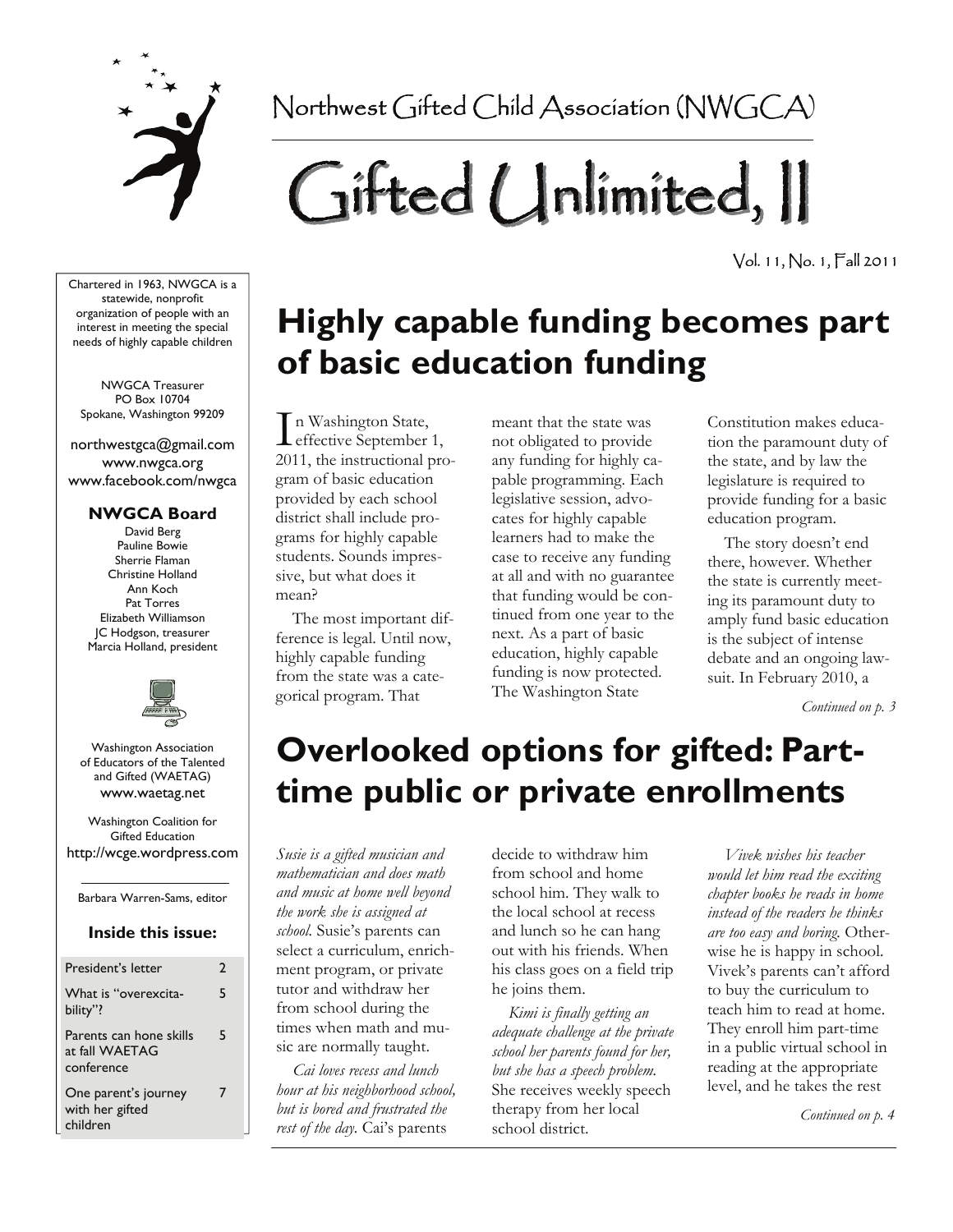Northwest Gifted Child Association (NWGCA)

# Gifted Unlimited, II

Vol. 11, No. 1, Fall 2011

Chartered in 1963, NWGCA is a statewide, nonprofit organization of people with an interest in meeting the special needs of highly capable children

NWGCA Treasurer
PO Box 10704
Spokane, Washington 99209

northwestgca@gmail.com
www.nwgca.org
www.facebook.com/nwgca

**NWGCA Board**

David Berg
Pauline Bowie
Sherrie Flaman
Christine Holland
Ann Koch
Pat Torres
Elizabeth Williamson
JC Hodgson, treasurer
Marcia Holland, president

Washington Association of Educators of the Talented and Gifted (WAETAG)
www.waetag.net

Washington Coalition for Gifted Education
http://wcge.wordpress.com

Barbara Warren-Sams, editor

**Inside this issue:**

| | |
|---|---|
| President's letter | 2 |
| What is "overexcitability"? | 5 |
| Parents can hone skills at fall WAETAG conference | 5 |
| One parent's journey with her gifted children | 7 |

## Highly capable funding becomes part of basic education funding

In Washington State, effective September 1, 2011, the instructional program of basic education provided by each school district shall include programs for highly capable students. Sounds impressive, but what does it mean?

The most important difference is legal. Until now, highly capable funding from the state was a categorical program. That meant that the state was not obligated to provide any funding for highly capable programming. Each legislative session, advocates for highly capable learners had to make the case to receive any funding at all and with no guarantee that funding would be continued from one year to the next. As a part of basic education, highly capable funding is now protected. The Washington State Constitution makes education the paramount duty of the state, and by law the legislature is required to provide funding for a basic education program.

The story doesn't end there, however. Whether the state is currently meeting its paramount duty to amply fund basic education is the subject of intense debate and an ongoing lawsuit. In February 2010, a

*Continued on p. 3*

## Overlooked options for gifted: Part-time public or private enrollments

*Susie is a gifted musician and mathematician and does math and music at home well beyond the work she is assigned at school.* Susie's parents can select a curriculum, enrichment program, or private tutor and withdraw her from school during the times when math and music are normally taught.

*Cai loves recess and lunch hour at his neighborhood school, but is bored and frustrated the rest of the day.* Cai's parents decide to withdraw him from school and home school him. They walk to the local school at recess and lunch so he can hang out with his friends. When his class goes on a field trip he joins them.

*Kimi is finally getting an adequate challenge at the private school her parents found for her, but she has a speech problem.* She receives weekly speech therapy from her local school district.

*Vivek wishes his teacher would let him read the exciting chapter books he reads in home instead of the readers he thinks are too easy and boring.* Otherwise he is happy in school. Vivek's parents can't afford to buy the curriculum to teach him to read at home. They enroll him part-time in a public virtual school in reading at the appropriate level, and he takes the rest

*Continued on p. 4*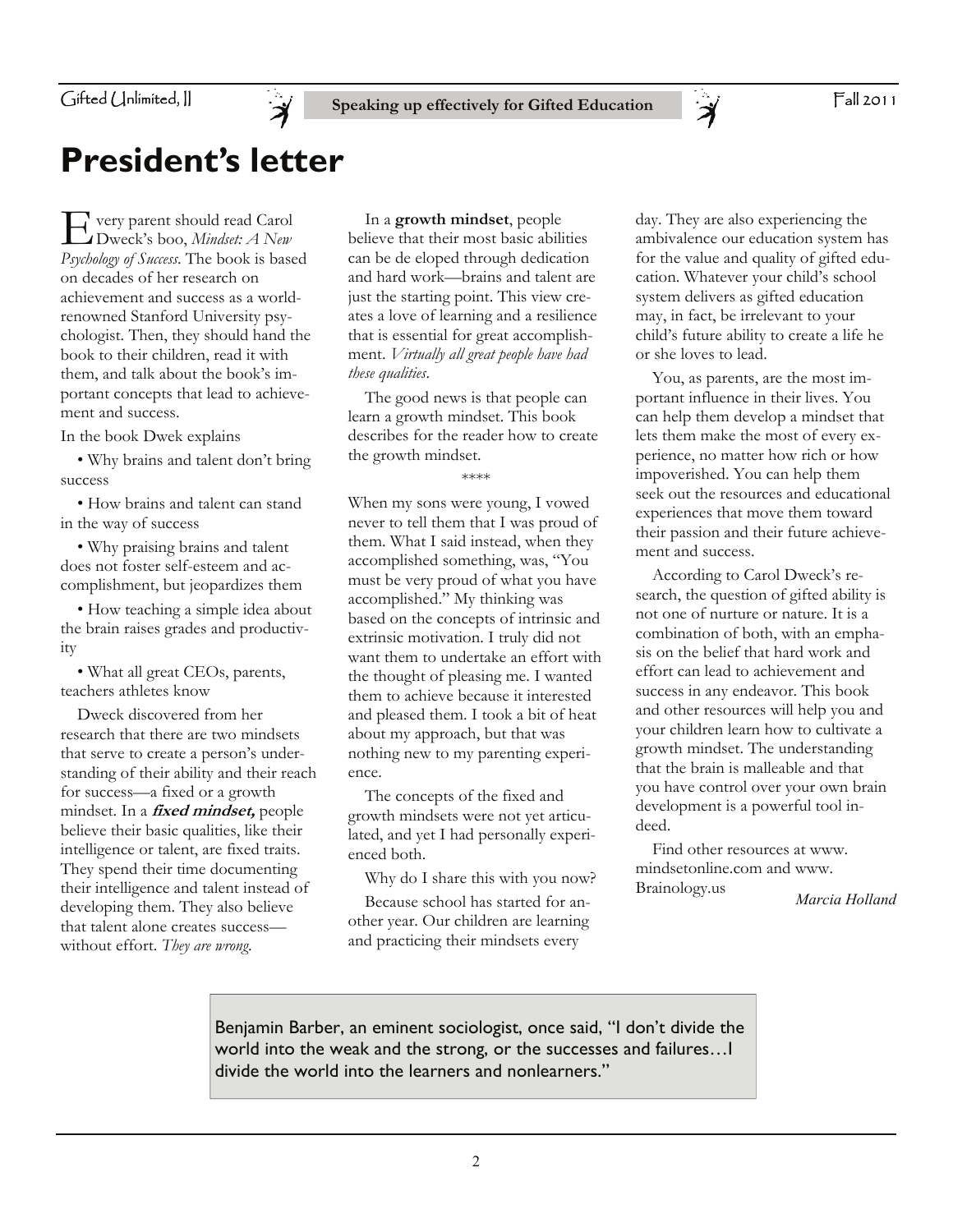# President's letter

Every parent should read Carol Dweck's boo, *Mindset: A New Psychology of Success*. The book is based on decades of her research on achievement and success as a world-renowned Stanford University psychologist. Then, they should hand the book to their children, read it with them, and talk about the book's important concepts that lead to achievement and success.

In the book Dwek explains

- Why brains and talent don't bring success
- How brains and talent can stand in the way of success
- Why praising brains and talent does not foster self-esteem and accomplishment, but jeopardizes them
- How teaching a simple idea about the brain raises grades and productivity
- What all great CEOs, parents, teachers athletes know

Dweck discovered from her research that there are two mindsets that serve to create a person's understanding of their ability and their reach for success—a fixed or a growth mindset. In a ***fixed mindset,*** people believe their basic qualities, like their intelligence or talent, are fixed traits. They spend their time documenting their intelligence and talent instead of developing them. They also believe that talent alone creates success—without effort. *They are wrong*.

In a **growth mindset**, people believe that their most basic abilities can be de eloped through dedication and hard work—brains and talent are just the starting point. This view creates a love of learning and a resilience that is essential for great accomplishment. *Virtually all great people have had these qualities*.

The good news is that people can learn a growth mindset. This book describes for the reader how to create the growth mindset.

\*\*\*\*

When my sons were young, I vowed never to tell them that I was proud of them. What I said instead, when they accomplished something, was, "You must be very proud of what you have accomplished." My thinking was based on the concepts of intrinsic and extrinsic motivation. I truly did not want them to undertake an effort with the thought of pleasing me. I wanted them to achieve because it interested and pleased them. I took a bit of heat about my approach, but that was nothing new to my parenting experience.

The concepts of the fixed and growth mindsets were not yet articulated, and yet I had personally experienced both.

Why do I share this with you now?

Because school has started for another year. Our children are learning and practicing their mindsets every day. They are also experiencing the ambivalence our education system has for the value and quality of gifted education. Whatever your child's school system delivers as gifted education may, in fact, be irrelevant to your child's future ability to create a life he or she loves to lead.

You, as parents, are the most important influence in their lives. You can help them develop a mindset that lets them make the most of every experience, no matter how rich or how impoverished. You can help them seek out the resources and educational experiences that move them toward their passion and their future achievement and success.

According to Carol Dweck's research, the question of gifted ability is not one of nurture or nature. It is a combination of both, with an emphasis on the belief that hard work and effort can lead to achievement and success in any endeavor. This book and other resources will help you and your children learn how to cultivate a growth mindset. The understanding that the brain is malleable and that you have control over your own brain development is a powerful tool indeed.

Find other resources at www.mindsetonline.com and www.Brainology.us

*Marcia Holland*

> Benjamin Barber, an eminent sociologist, once said, "I don't divide the world into the weak and the strong, or the successes and failures…I divide the world into the learners and nonlearners."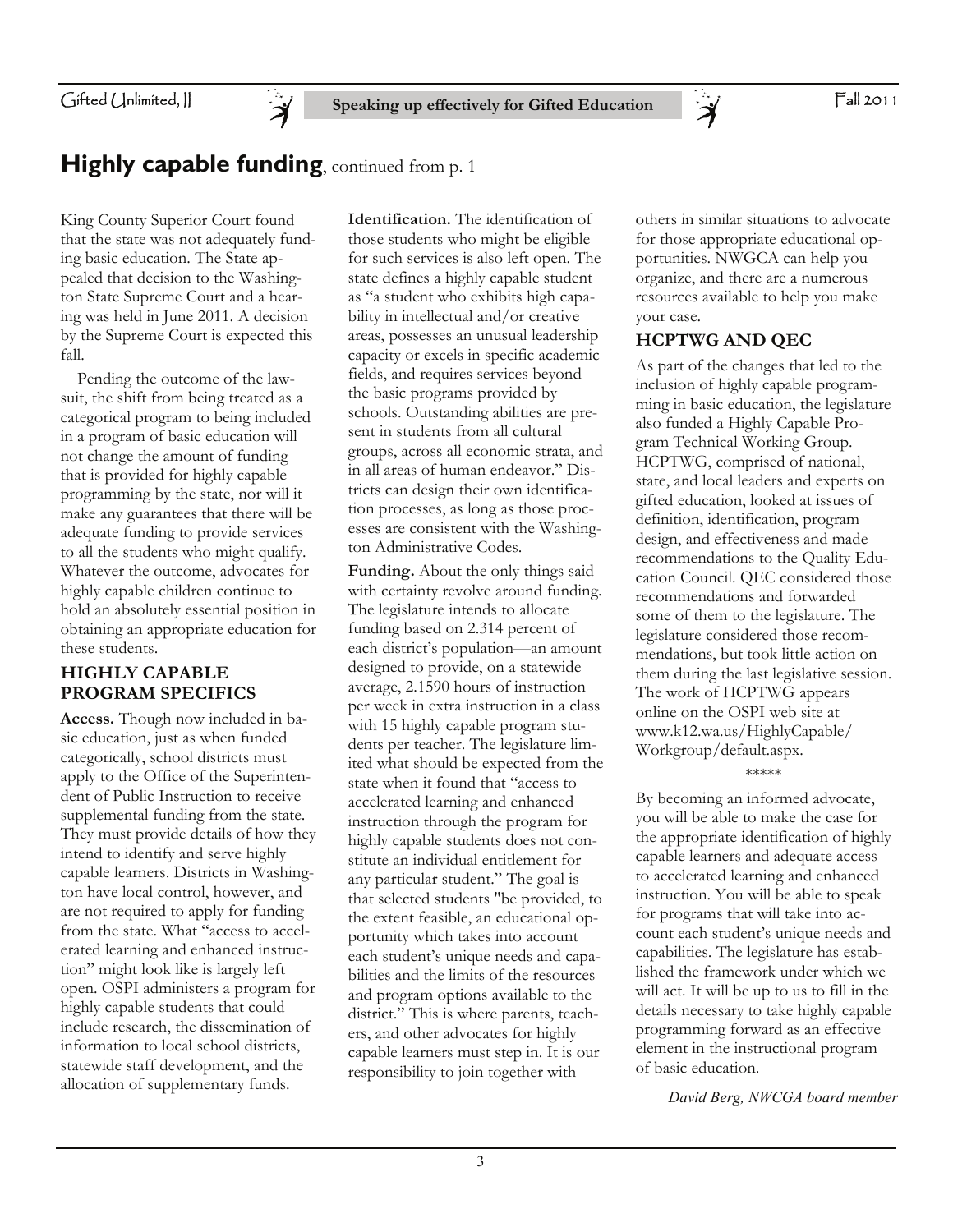## **Highly capable funding**, continued from p. 1

King County Superior Court found that the state was not adequately funding basic education. The State appealed that decision to the Washington State Supreme Court and a hearing was held in June 2011. A decision by the Supreme Court is expected this fall.

Pending the outcome of the lawsuit, the shift from being treated as a categorical program to being included in a program of basic education will not change the amount of funding that is provided for highly capable programming by the state, nor will it make any guarantees that there will be adequate funding to provide services to all the students who might qualify. Whatever the outcome, advocates for highly capable children continue to hold an absolutely essential position in obtaining an appropriate education for these students.

### HIGHLY CAPABLE PROGRAM SPECIFICS

**Access.** Though now included in basic education, just as when funded categorically, school districts must apply to the Office of the Superintendent of Public Instruction to receive supplemental funding from the state. They must provide details of how they intend to identify and serve highly capable learners. Districts in Washington have local control, however, and are not required to apply for funding from the state. What "access to accelerated learning and enhanced instruction" might look like is largely left open. OSPI administers a program for highly capable students that could include research, the dissemination of information to local school districts, statewide staff development, and the allocation of supplementary funds.

**Identification.** The identification of those students who might be eligible for such services is also left open. The state defines a highly capable student as "a student who exhibits high capability in intellectual and/or creative areas, possesses an unusual leadership capacity or excels in specific academic fields, and requires services beyond the basic programs provided by schools. Outstanding abilities are present in students from all cultural groups, across all economic strata, and in all areas of human endeavor." Districts can design their own identification processes, as long as those processes are consistent with the Washington Administrative Codes.

**Funding.** About the only things said with certainty revolve around funding. The legislature intends to allocate funding based on 2.314 percent of each district's population—an amount designed to provide, on a statewide average, 2.1590 hours of instruction per week in extra instruction in a class with 15 highly capable program students per teacher. The legislature limited what should be expected from the state when it found that "access to accelerated learning and enhanced instruction through the program for highly capable students does not constitute an individual entitlement for any particular student." The goal is that selected students "be provided, to the extent feasible, an educational opportunity which takes into account each student's unique needs and capabilities and the limits of the resources and program options available to the district." This is where parents, teachers, and other advocates for highly capable learners must step in. It is our responsibility to join together with others in similar situations to advocate for those appropriate educational opportunities. NWGCA can help you organize, and there are a numerous resources available to help you make your case.

### HCPTWG AND QEC

As part of the changes that led to the inclusion of highly capable programming in basic education, the legislature also funded a Highly Capable Program Technical Working Group. HCPTWG, comprised of national, state, and local leaders and experts on gifted education, looked at issues of definition, identification, program design, and effectiveness and made recommendations to the Quality Education Council. QEC considered those recommendations and forwarded some of them to the legislature. The legislature considered those recommendations, but took little action on them during the last legislative session. The work of HCPTWG appears online on the OSPI web site at www.k12.wa.us/HighlyCapable/Workgroup/default.aspx.

*****

By becoming an informed advocate, you will be able to make the case for the appropriate identification of highly capable learners and adequate access to accelerated learning and enhanced instruction. You will be able to speak for programs that will take into account each student's unique needs and capabilities. The legislature has established the framework under which we will act. It will be up to us to fill in the details necessary to take highly capable programming forward as an effective element in the instructional program of basic education.

*David Berg, NWCGA board member*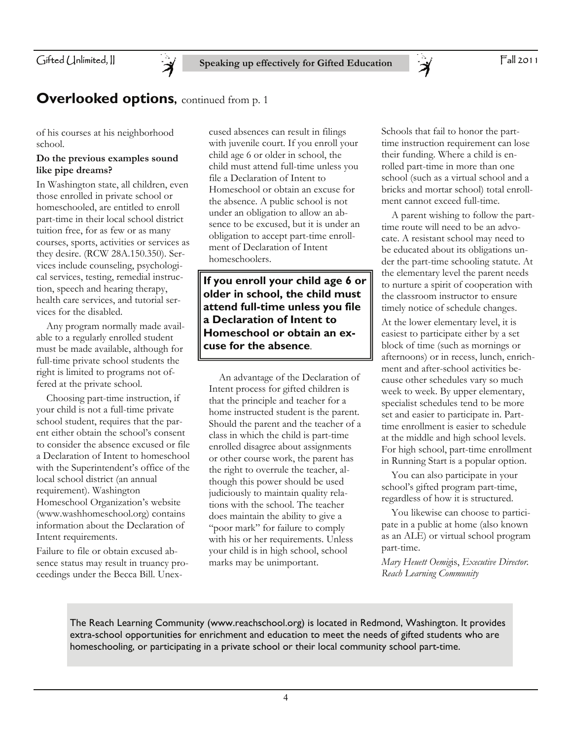## **Overlooked options**, continued from p. 1

of his courses at his neighborhood school.

**Do the previous examples sound like pipe dreams?**

In Washington state, all children, even those enrolled in private school or homeschooled, are entitled to enroll part-time in their local school district tuition free, for as few or as many courses, sports, activities or services as they desire. (RCW 28A.150.350). Services include counseling, psychological services, testing, remedial instruction, speech and hearing therapy, health care services, and tutorial services for the disabled.

Any program normally made available to a regularly enrolled student must be made available, although for full-time private school students the right is limited to programs not offered at the private school.

Choosing part-time instruction, if your child is not a full-time private school student, requires that the parent either obtain the school's consent to consider the absence excused or file a Declaration of Intent to homeschool with the Superintendent's office of the local school district (an annual requirement). Washington Homeschool Organization's website (www.washhomeschool.org) contains information about the Declaration of Intent requirements.

Failure to file or obtain excused absence status may result in truancy proceedings under the Becca Bill. Unexcused absences can result in filings with juvenile court. If you enroll your child age 6 or older in school, the child must attend full-time unless you file a Declaration of Intent to Homeschool or obtain an excuse for the absence. A public school is not under an obligation to allow an absence to be excused, but it is under an obligation to accept part-time enrollment of Declaration of Intent homeschoolers.

> **If you enroll your child age 6 or older in school, the child must attend full-time unless you file a Declaration of Intent to Homeschool or obtain an excuse for the absence**.

An advantage of the Declaration of Intent process for gifted children is that the principle and teacher for a home instructed student is the parent. Should the parent and the teacher of a class in which the child is part-time enrolled disagree about assignments or other course work, the parent has the right to overrule the teacher, although this power should be used judiciously to maintain quality relations with the school. The teacher does maintain the ability to give a "poor mark" for failure to comply with his or her requirements. Unless your child is in high school, school marks may be unimportant.

Schools that fail to honor the part-time instruction requirement can lose their funding. Where a child is enrolled part-time in more than one school (such as a virtual school and a bricks and mortar school) total enrollment cannot exceed full-time.

A parent wishing to follow the part-time route will need to be an advocate. A resistant school may need to be educated about its obligations under the part-time schooling statute. At the elementary level the parent needs to nurture a spirit of cooperation with the classroom instructor to ensure timely notice of schedule changes.

At the lower elementary level, it is easiest to participate either by a set block of time (such as mornings or afternoons) or in recess, lunch, enrichment and after-school activities because other schedules vary so much week to week. By upper elementary, specialist schedules tend to be more set and easier to participate in. Part-time enrollment is easier to schedule at the middle and high school levels. For high school, part-time enrollment in Running Start is a popular option.

You can also participate in your school's gifted program part-time, regardless of how it is structured.

You likewise can choose to participate in a public at home (also known as an ALE) or virtual school program part-time.

*Mary Heuett Oemig*is, *Executive Director. Reach Learning Community*

The Reach Learning Community (www.reachschool.org) is located in Redmond, Washington. It provides extra-school opportunities for enrichment and education to meet the needs of gifted students who are homeschooling, or participating in a private school or their local community school part-time.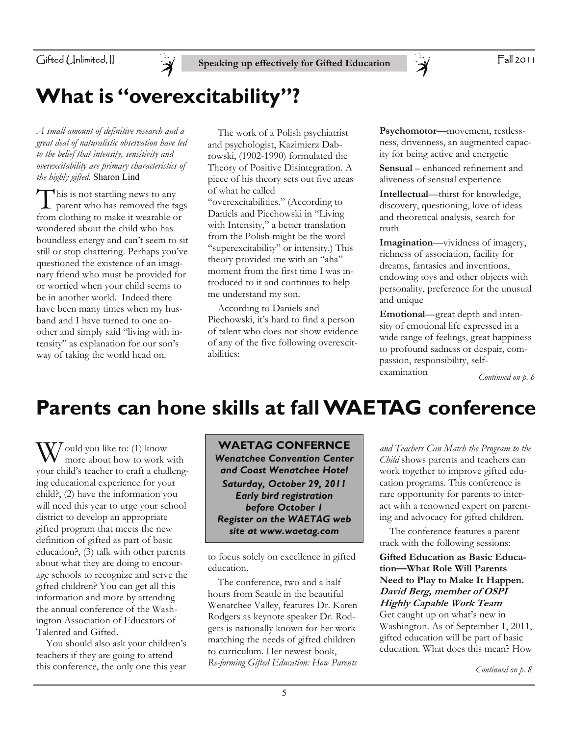# What is "overexcitability"?

*A small amount of definitive research and a great deal of naturalistic observation have led to the belief that intensity, sensitivity and overexcitability are primary characteristics of the highly gifted.* Sharon Lind

This is not startling news to any parent who has removed the tags from clothing to make it wearable or wondered about the child who has boundless energy and can't seem to sit still or stop chattering. Perhaps you've questioned the existence of an imaginary friend who must be provided for or worried when your child seems to be in another world. Indeed there have been many times when my husband and I have turned to one another and simply said "living with intensity" as explanation for our son's way of taking the world head on.

The work of a Polish psychiatrist and psychologist, Kazimierz Dabrowski, (1902-1990) formulated the Theory of Positive Disintegration. A piece of his theory sets out five areas of what he called "overexcitabilities." (According to Daniels and Piechowski in "Living with Intensity," a better translation from the Polish might be the word "superexcitability" or intensity.) This theory provided me with an "aha" moment from the first time I was introduced to it and continues to help me understand my son.

According to Daniels and Piechowski, it's hard to find a person of talent who does not show evidence of any of the five following overexcitabilities:

**Psychomotor—**movement, restlessness, drivenness, an augmented capacity for being active and energetic

**Sensual** – enhanced refinement and aliveness of sensual experience

**Intellectual**—thirst for knowledge, discovery, questioning, love of ideas and theoretical analysis, search for truth

**Imagination**—vividness of imagery, richness of association, facility for dreams, fantasies and inventions, endowing toys and other objects with personality, preference for the unusual and unique

**Emotional**—great depth and intensity of emotional life expressed in a wide range of feelings, great happiness to profound sadness or despair, compassion, responsibility, self-examination

*Continued on p. 6*

# Parents can hone skills at fall WAETAG conference

Would you like to: (1) know more about how to work with your child's teacher to craft a challenging educational experience for your child?, (2) have the information you will need this year to urge your school district to develop an appropriate gifted program that meets the new definition of gifted as part of basic education?, (3) talk with other parents about what they are doing to encourage schools to recognize and serve the gifted children? You can get all this information and more by attending the annual conference of the Washington Association of Educators of Talented and Gifted.

You should also ask your children's teachers if they are going to attend this conference, the only one this year to focus solely on excellence in gifted education.

**WAETAG CONFERNCE**
***Wenatchee Convention Center and Coast Wenatchee Hotel***
***Saturday, October 29, 2011***
***Early bird registration before October 1***
***Register on the WAETAG web site at www.waetag.com***

The conference, two and a half hours from Seattle in the beautiful Wenatchee Valley, features Dr. Karen Rodgers as keynote speaker Dr. Rodgers is nationally known for her work matching the needs of gifted children to curriculum. Her newest book, *Re-forming Gifted Education: How Parents and Teachers Can Match the Program to the Child* shows parents and teachers can work together to improve gifted education programs. This conference is rare opportunity for parents to interact with a renowned expert on parenting and advocacy for gifted children.

The conference features a parent track with the following sessions:

**Gifted Education as Basic Education—What Role Will Parents Need to Play to Make It Happen. *David Berg, member of OSPI Highly Capable Work Team***
Get caught up on what's new in Washington. As of September 1, 2011, gifted education will be part of basic education. What does this mean? How

*Continued on p. 8*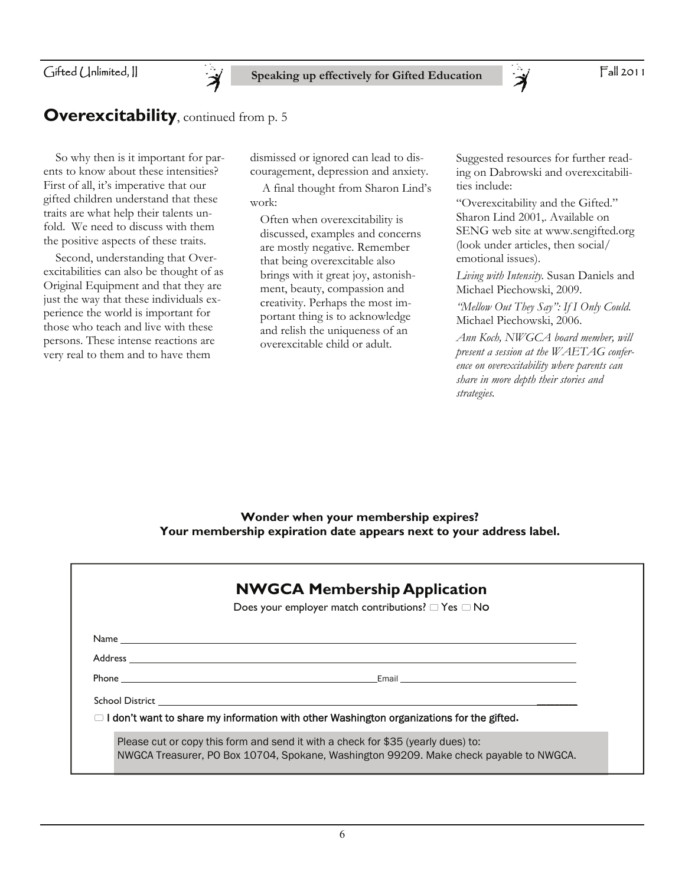## **Overexcitability**, continued from p. 5

So why then is it important for parents to know about these intensities? First of all, it's imperative that our gifted children understand that these traits are what help their talents unfold. We need to discuss with them the positive aspects of these traits.

Second, understanding that Overexcitabilities can also be thought of as Original Equipment and that they are just the way that these individuals experience the world is important for those who teach and live with these persons. These intense reactions are very real to them and to have them dismissed or ignored can lead to discouragement, depression and anxiety.

A final thought from Sharon Lind's work:

> Often when overexcitability is discussed, examples and concerns are mostly negative. Remember that being overexcitable also brings with it great joy, astonishment, beauty, compassion and creativity. Perhaps the most important thing is to acknowledge and relish the uniqueness of an overexcitable child or adult.

Suggested resources for further reading on Dabrowski and overexcitabilities include:

"Overexcitability and the Gifted." Sharon Lind 2001,. Available on SENG web site at www.sengifted.org (look under articles, then social/ emotional issues).

*Living with Intensity.* Susan Daniels and Michael Piechowski, 2009.

*"Mellow Out They Say": If I Only Could.* Michael Piechowski, 2006.

*Ann Koch, NWGCA board member, will present a session at the WAETAG conference on overexcitability where parents can share in more depth their stories and strategies.*

**Wonder when your membership expires?**
**Your membership expiration date appears next to your address label.**

## NWGCA Membership Application

Does your employer match contributions? ☐ Yes ☐ No

Name ______________________________

Address ______________________________

Phone ______________________________ Email ______________________________

School District ______________________________

☐ **I don't want to share my information with other Washington organizations for the gifted.**

Please cut or copy this form and send it with a check for $35 (yearly dues) to:
NWGCA Treasurer, PO Box 10704, Spokane, Washington 99209. Make check payable to NWGCA.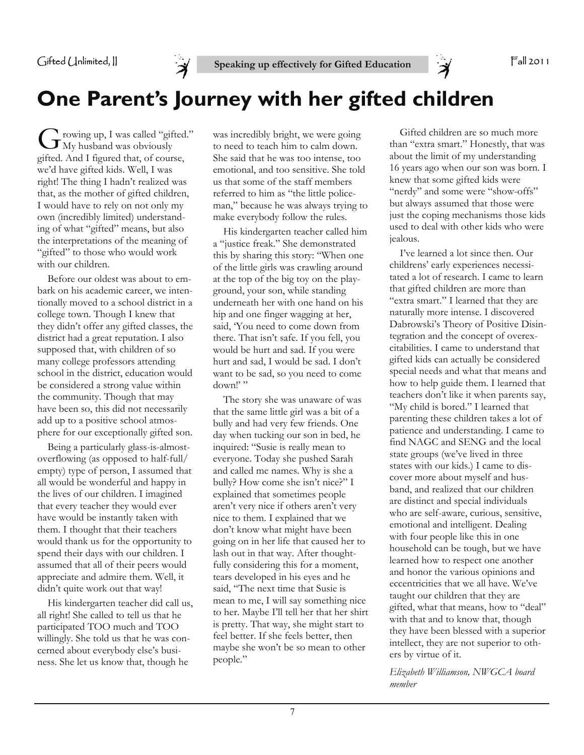# One Parent's Journey with her gifted children

Growing up, I was called "gifted." My husband was obviously gifted. And I figured that, of course, we'd have gifted kids. Well, I was right! The thing I hadn't realized was that, as the mother of gifted children, I would have to rely on not only my own (incredibly limited) understanding of what "gifted" means, but also the interpretations of the meaning of "gifted" to those who would work with our children.

Before our oldest was about to embark on his academic career, we intentionally moved to a school district in a college town. Though I knew that they didn't offer any gifted classes, the district had a great reputation. I also supposed that, with children of so many college professors attending school in the district, education would be considered a strong value within the community. Though that may have been so, this did not necessarily add up to a positive school atmosphere for our exceptionally gifted son.

Being a particularly glass-is-almost-overflowing (as opposed to half-full/empty) type of person, I assumed that all would be wonderful and happy in the lives of our children. I imagined that every teacher they would ever have would be instantly taken with them. I thought that their teachers would thank us for the opportunity to spend their days with our children. I assumed that all of their peers would appreciate and admire them. Well, it didn't quite work out that way!

His kindergarten teacher did call us, all right! She called to tell us that he participated TOO much and TOO willingly. She told us that he was concerned about everybody else's business. She let us know that, though he was incredibly bright, we were going to need to teach him to calm down. She said that he was too intense, too emotional, and too sensitive. She told us that some of the staff members referred to him as "the little policeman," because he was always trying to make everybody follow the rules.

His kindergarten teacher called him a "justice freak." She demonstrated this by sharing this story: "When one of the little girls was crawling around at the top of the big toy on the playground, your son, while standing underneath her with one hand on his hip and one finger wagging at her, said, 'You need to come down from there. That isn't safe. If you fell, you would be hurt and sad. If you were hurt and sad, I would be sad. I don't want to be sad, so you need to come down!' "

The story she was unaware of was that the same little girl was a bit of a bully and had very few friends. One day when tucking our son in bed, he inquired: "Susie is really mean to everyone. Today she pushed Sarah and called me names. Why is she a bully? How come she isn't nice?" I explained that sometimes people aren't very nice if others aren't very nice to them. I explained that we don't know what might have been going on in her life that caused her to lash out in that way. After thoughtfully considering this for a moment, tears developed in his eyes and he said, "The next time that Susie is mean to me, I will say something nice to her. Maybe I'll tell her that her shirt is pretty. That way, she might start to feel better. If she feels better, then maybe she won't be so mean to other people."

Gifted children are so much more than "extra smart." Honestly, that was about the limit of my understanding 16 years ago when our son was born. I knew that some gifted kids were "nerdy" and some were "show-offs" but always assumed that those were just the coping mechanisms those kids used to deal with other kids who were jealous.

I've learned a lot since then. Our childrens' early experiences necessitated a lot of research. I came to learn that gifted children are more than "extra smart." I learned that they are naturally more intense. I discovered Dabrowski's Theory of Positive Disintegration and the concept of overexcitabilities. I came to understand that gifted kids can actually be considered special needs and what that means and how to help guide them. I learned that teachers don't like it when parents say, "My child is bored." I learned that parenting these children takes a lot of patience and understanding. I came to find NAGC and SENG and the local state groups (we've lived in three states with our kids.) I came to discover more about myself and husband, and realized that our children are distinct and special individuals who are self-aware, curious, sensitive, emotional and intelligent. Dealing with four people like this in one household can be tough, but we have learned how to respect one another and honor the various opinions and eccentricities that we all have. We've taught our children that they are gifted, what that means, how to "deal" with that and to know that, though they have been blessed with a superior intellect, they are not superior to others by virtue of it.

*Elizabeth Williamson, NWGCA board member*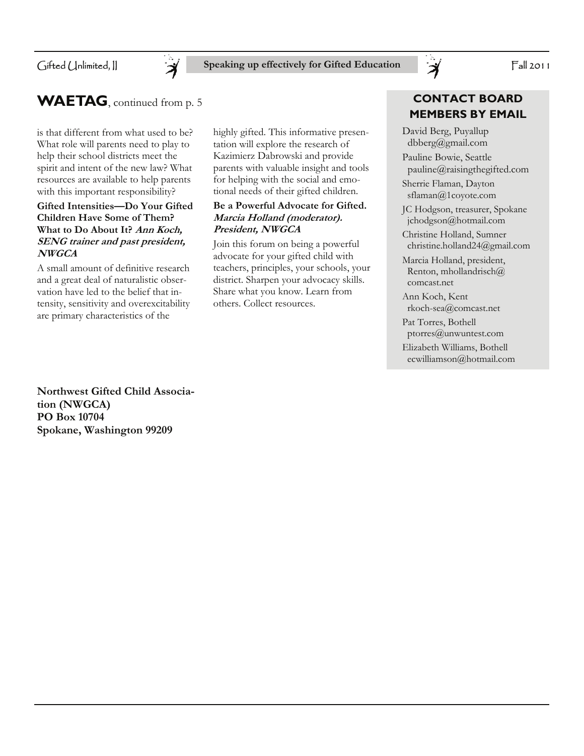## WAETAG, continued from p. 5

is that different from what used to be? What role will parents need to play to help their school districts meet the spirit and intent of the new law? What resources are available to help parents with this important responsibility?

**Gifted Intensities—Do Your Gifted Children Have Some of Them? What to Do About It?** ***Ann Koch, SENG trainer and past president, NWGCA***

A small amount of definitive research and a great deal of naturalistic observation have led to the belief that intensity, sensitivity and overexcitability are primary characteristics of the highly gifted. This informative presentation will explore the research of Kazimierz Dabrowski and provide parents with valuable insight and tools for helping with the social and emotional needs of their gifted children.

**Be a Powerful Advocate for Gifted.** ***Marcia Holland (moderator). President, NWGCA***

Join this forum on being a powerful advocate for your gifted child with teachers, principles, your schools, your district. Sharpen your advocacy skills. Share what you know. Learn from others. Collect resources.

**Northwest Gifted Child Association (NWGCA)**
**PO Box 10704**
**Spokane, Washington 99209**

### CONTACT BOARD MEMBERS BY EMAIL

David Berg, Puyallup
dbberg@gmail.com

Pauline Bowie, Seattle
pauline@raisingthegifted.com

Sherrie Flaman, Dayton
sflaman@1coyote.com

JC Hodgson, treasurer, Spokane
jchodgson@hotmail.com

Christine Holland, Sumner
christine.holland24@gmail.com

Marcia Holland, president, Renton, mhollandrisch@comcast.net

Ann Koch, Kent
rkoch-sea@comcast.net

Pat Torres, Bothell
ptorres@unwuntest.com

Elizabeth Williams, Bothell
ecwilliamson@hotmail.com